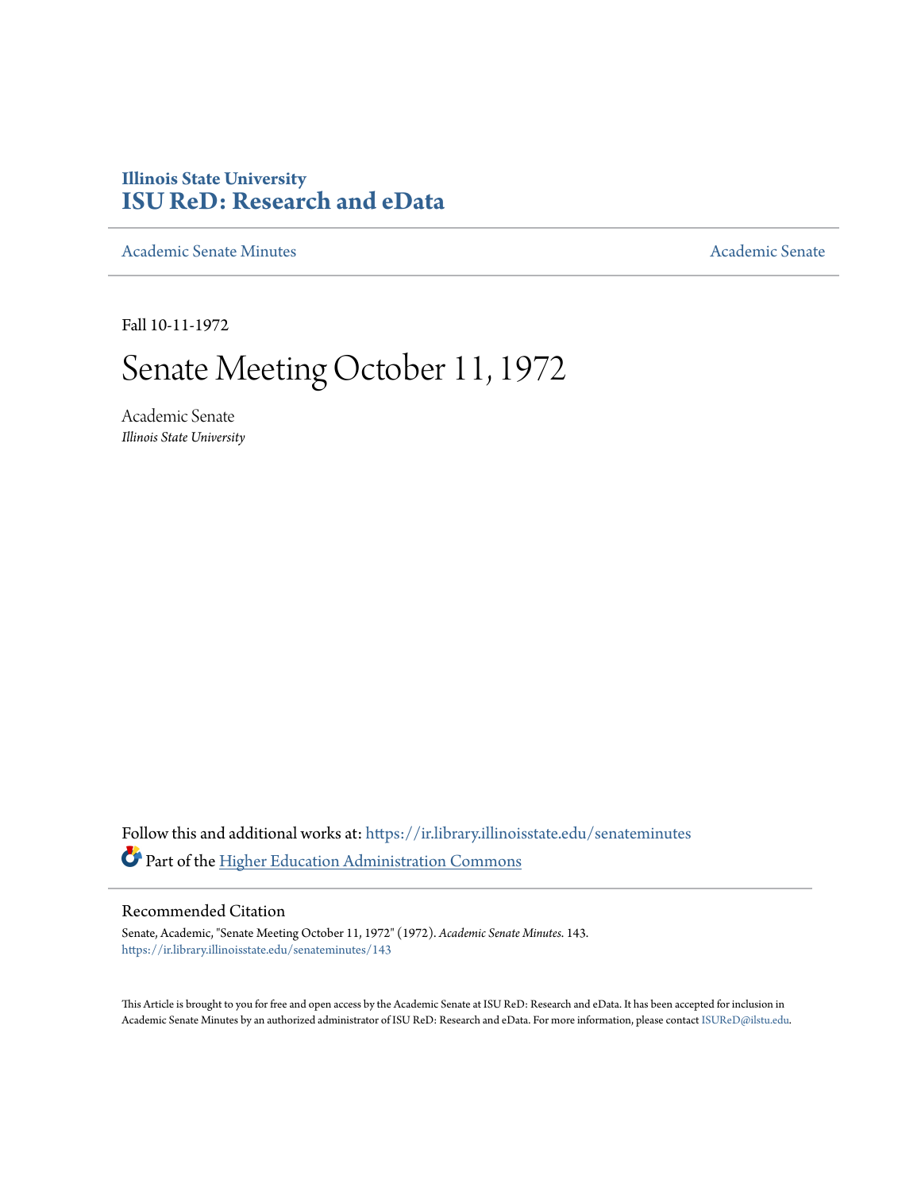# Illinois State University
# ISU ReD: Research and eData

Academic Senate Minutes

Academic Senate

Fall 10-11-1972

# Senate Meeting October 11, 1972

Academic Senate
*Illinois State University*

Follow this and additional works at: https://ir.library.illinoisstate.edu/senateminutes

Part of the Higher Education Administration Commons

## Recommended Citation

Senate, Academic, "Senate Meeting October 11, 1972" (1972). *Academic Senate Minutes*. 143.
https://ir.library.illinoisstate.edu/senateminutes/143

This Article is brought to you for free and open access by the Academic Senate at ISU ReD: Research and eData. It has been accepted for inclusion in Academic Senate Minutes by an authorized administrator of ISU ReD: Research and eData. For more information, please contact ISUReD@ilstu.edu.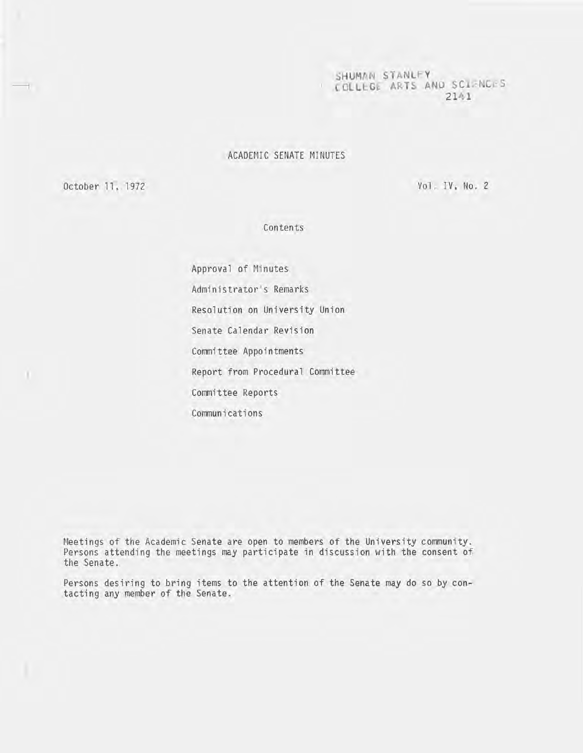SHUMAN STANLEY
COLLEGE ARTS AND SCIENCES
2141

# ACADEMIC SENATE MINUTES

October 11, 1972 Vol. IV, No. 2

## Contents

Approval of Minutes

Administrator's Remarks

Resolution on University Union

Senate Calendar Revision

Committee Appointments

Report from Procedural Committee

Committee Reports

Communications

Meetings of the Academic Senate are open to members of the University community. Persons attending the meetings may participate in discussion with the consent of the Senate.

Persons desiring to bring items to the attention of the Senate may do so by contacting any member of the Senate.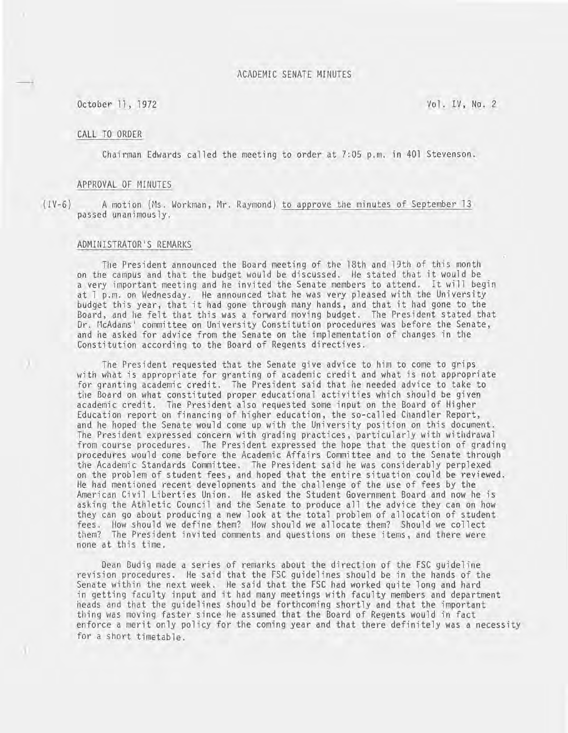# ACADEMIC SENATE MINUTES

October 11, 1972 Vol. IV, No. 2

## CALL TO ORDER

Chairman Edwards called the meeting to order at 7:05 p.m. in 401 Stevenson.

## APPROVAL OF MINUTES

(IV-6) A motion (Ms. Workman, Mr. Raymond) to approve the minutes of September 13 passed unanimously.

## ADMINISTRATOR'S REMARKS

The President announced the Board meeting of the 18th and 19th of this month on the campus and that the budget would be discussed. He stated that it would be a very important meeting and he invited the Senate members to attend. It will begin at 1 p.m. on Wednesday. He announced that he was very pleased with the University budget this year, that it had gone through many hands, and that it had gone to the Board, and he felt that this was a forward moving budget. The President stated that Dr. McAdams' committee on University Constitution procedures was before the Senate, and he asked for advice from the Senate on the implementation of changes in the Constitution according to the Board of Regents directives.

The President requested that the Senate give advice to him to come to grips with what is appropriate for granting of academic credit and what is not appropriate for granting academic credit. The President said that he needed advice to take to the Board on what constituted proper educational activities which should be given academic credit. The President also requested some input on the Board of Higher Education report on financing of higher education, the so-called Chandler Report, and he hoped the Senate would come up with the University position on this document. The President expressed concern with grading practices, particularly with withdrawal from course procedures. The President expressed the hope that the question of grading procedures would come before the Academic Affairs Committee and to the Senate through the Academic Standards Committee. The President said he was considerably perplexed on the problem of student fees, and hoped that the entire situation could be reviewed. He had mentioned recent developments and the challenge of the use of fees by the American Civil Liberties Union. He asked the Student Government Board and now he is asking the Athletic Council and the Senate to produce all the advice they can on how they can go about producing a new look at the total problem of allocation of student fees. How should we define them? How should we allocate them? Should we collect them? The President invited comments and questions on these items, and there were none at this time.

Dean Budig made a series of remarks about the direction of the FSC guideline revision procedures. He said that the FSC guidelines should be in the hands of the Senate within the next week. He said that the FSC had worked quite long and hard in getting faculty input and it had many meetings with faculty members and department heads and that the guidelines should be forthcoming shortly and that the important thing was moving faster since he assumed that the Board of Regents would in fact enforce a merit only policy for the coming year and that there definitely was a necessity for a short timetable.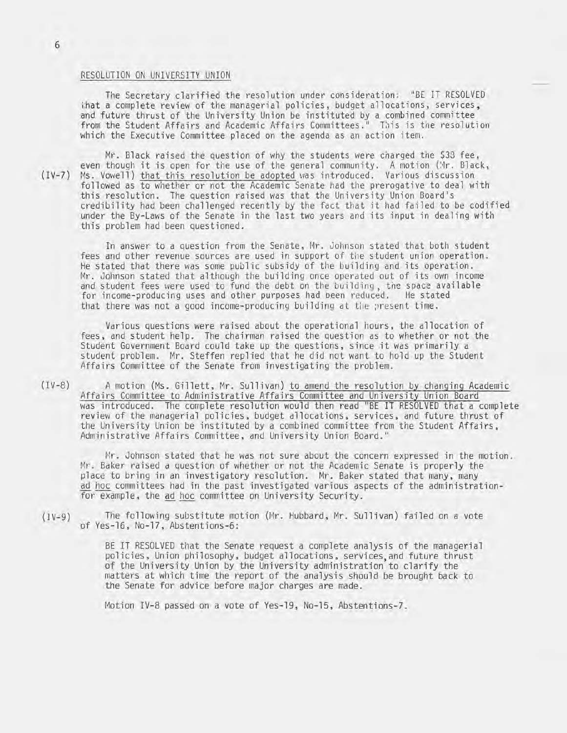## RESOLUTION ON UNIVERSITY UNION

The Secretary clarified the resolution under consideration: "BE IT RESOLVED that a complete review of the managerial policies, budget allocations, services, and future thrust of the University Union be instituted by a combined committee from the Student Affairs and Academic Affairs Committees." This is the resolution which the Executive Committee placed on the agenda as an action item.

(IV-7) Mr. Black raised the question of why the students were charged the $38 fee, even though it is open for the use of the general community. A motion (Mr. Black, Ms. Vowell) that this resolution be adopted was introduced. Various discussion followed as to whether or not the Academic Senate had the prerogative to deal with this resolution. The question raised was that the University Union Board's credibility had been challenged recently by the fact that it had failed to be codified under the By-Laws of the Senate in the last two years and its input in dealing with this problem had been questioned.

In answer to a question from the Senate, Mr. Johnson stated that both student fees and other revenue sources are used in support of the student union operation. He stated that there was some public subsidy of the building and its operation. Mr. Johnson stated that although the building once operated out of its own income and student fees were used to fund the debt on the building, the space available for income-producing uses and other purposes had been reduced. He stated that there was not a good income-producing building at the present time.

Various questions were raised about the operational hours, the allocation of fees, and student help. The chairman raised the question as to whether or not the Student Government Board could take up the questions, since it was primarily a student problem. Mr. Steffen replied that he did not want to hold up the Student Affairs Committee of the Senate from investigating the problem.

(IV-8) A motion (Ms. Gillett, Mr. Sullivan) to amend the resolution by changing Academic Affairs Committee to Administrative Affairs Committee and University Union Board was introduced. The complete resolution would then read "BE IT RESOLVED that a complete review of the managerial policies, budget allocations, services, and future thrust of the University Union be instituted by a combined committee from the Student Affairs, Administrative Affairs Committee, and University Union Board."

Mr. Johnson stated that he was not sure about the concern expressed in the motion. Mr. Baker raised a question of whether or not the Academic Senate is properly the place to bring in an investigatory resolution. Mr. Baker stated that many, many *ad hoc* committees had in the past investigated various aspects of the administration-for example, the *ad hoc* committee on University Security.

(IV-9) The following substitute motion (Mr. Hubbard, Mr. Sullivan) failed on a vote of Yes-16, No-17, Abstentions-6:

> BE IT RESOLVED that the Senate request a complete analysis of the managerial policies, Union philosophy, budget allocations, services, and future thrust of the University Union by the University administration to clarify the matters at which time the report of the analysis should be brought back to the Senate for advice before major charges are made.

Motion IV-8 passed on a vote of Yes-19, No-15, Abstentions-7.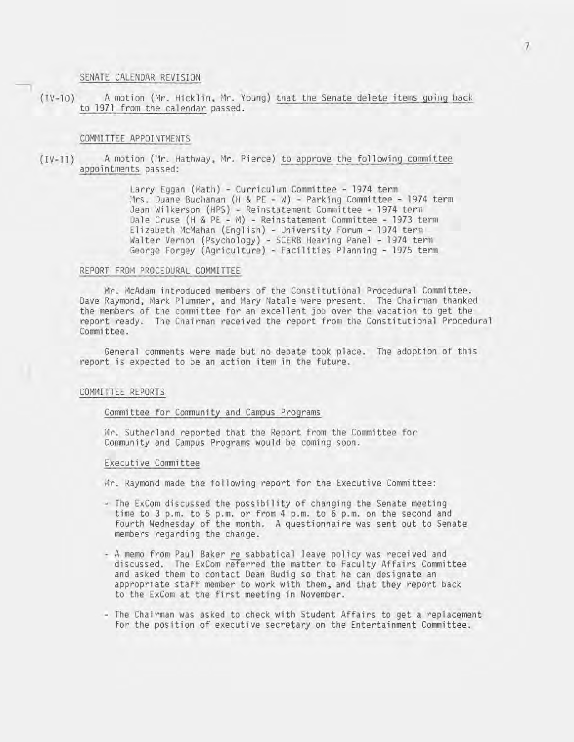SENATE CALENDAR REVISION

(IV-10) A motion (Mr. Hicklin, Mr. Young) <u>that the Senate delete items going back to 1971 from the calendar</u> passed.

COMMITTEE APPOINTMENTS

(IV-11) A motion (Mr. Hathway, Mr. Pierce) <u>to approve the following committee appointments</u> passed:

Larry Eggan (Math) - Curriculum Committee - 1974 term
Mrs. Duane Buchanan (H & PE - W) - Parking Committee - 1974 term
Jean Wilkerson (HPS) - Reinstatement Committee - 1974 term
Dale Cruse (H & PE - M) - Reinstatement Committee - 1973 term
Elizabeth McMahan (English) - University Forum - 1974 term
Walter Vernon (Psychology) - SCERB Hearing Panel - 1974 term
George Forgey (Agriculture) - Facilities Planning - 1975 term

REPORT FROM PROCEDURAL COMMITTEE

Mr. McAdam introduced members of the Constitutional Procedural Committee. Dave Raymond, Mark Plummer, and Mary Natale were present. The Chairman thanked the members of the committee for an excellent job over the vacation to get the report ready. The Chairman received the report from the Constitutional Procedural Committee.

General comments were made but no debate took place. The adoption of this report is expected to be an action item in the future.

COMMITTEE REPORTS

Committee for Community and Campus Programs

Mr. Sutherland reported that the Report from the Committee for Community and Campus Programs would be coming soon.

Executive Committee

Mr. Raymond made the following report for the Executive Committee:

- The ExCom discussed the possibility of changing the Senate meeting time to 3 p.m. to 5 p.m. or from 4 p.m. to 6 p.m. on the second and fourth Wednesday of the month. A questionnaire was sent out to Senate members regarding the change.

- A memo from Paul Baker re sabbatical leave policy was received and discussed. The ExCom referred the matter to Faculty Affairs Committee and asked them to contact Dean Budig so that he can designate an appropriate staff member to work with them, and that they report back to the ExCom at the first meeting in November.

- The Chairman was asked to check with Student Affairs to get a replacement for the position of executive secretary on the Entertainment Committee.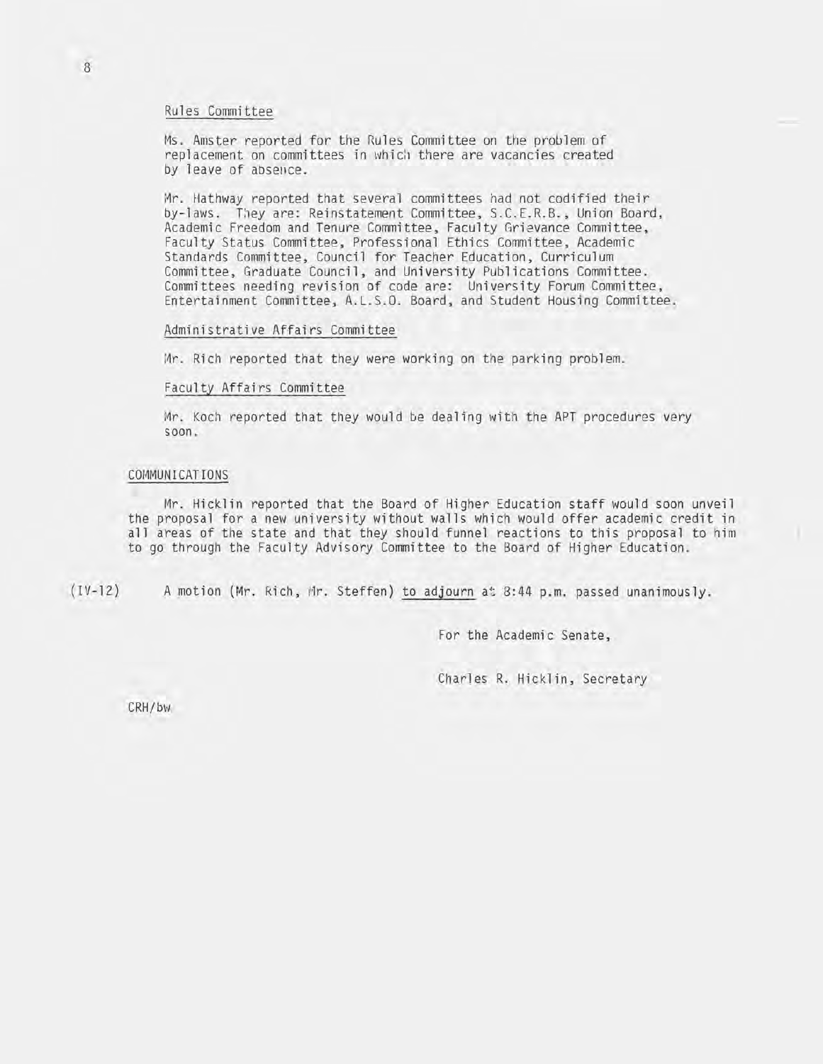Rules Committee

Ms. Amster reported for the Rules Committee on the problem of replacement on committees in which there are vacancies created by leave of absence.

Mr. Hathway reported that several committees had not codified their by-laws. They are: Reinstatement Committee, S.C.E.R.B., Union Board, Academic Freedom and Tenure Committee, Faculty Grievance Committee, Faculty Status Committee, Professional Ethics Committee, Academic Standards Committee, Council for Teacher Education, Curriculum Committee, Graduate Council, and University Publications Committee. Committees needing revision of code are: University Forum Committee, Entertainment Committee, A.L.S.O. Board, and Student Housing Committee.

Administrative Affairs Committee

Mr. Rich reported that they were working on the parking problem.

Faculty Affairs Committee

Mr. Koch reported that they would be dealing with the APT procedures very soon.

COMMUNICATIONS

Mr. Hicklin reported that the Board of Higher Education staff would soon unveil the proposal for a new university without walls which would offer academic credit in all areas of the state and that they should funnel reactions to this proposal to him to go through the Faculty Advisory Committee to the Board of Higher Education.

(IV-12) A motion (Mr. Rich, Mr. Steffen) to adjourn at 8:44 p.m. passed unanimously.

For the Academic Senate,

Charles R. Hicklin, Secretary

CRH/bw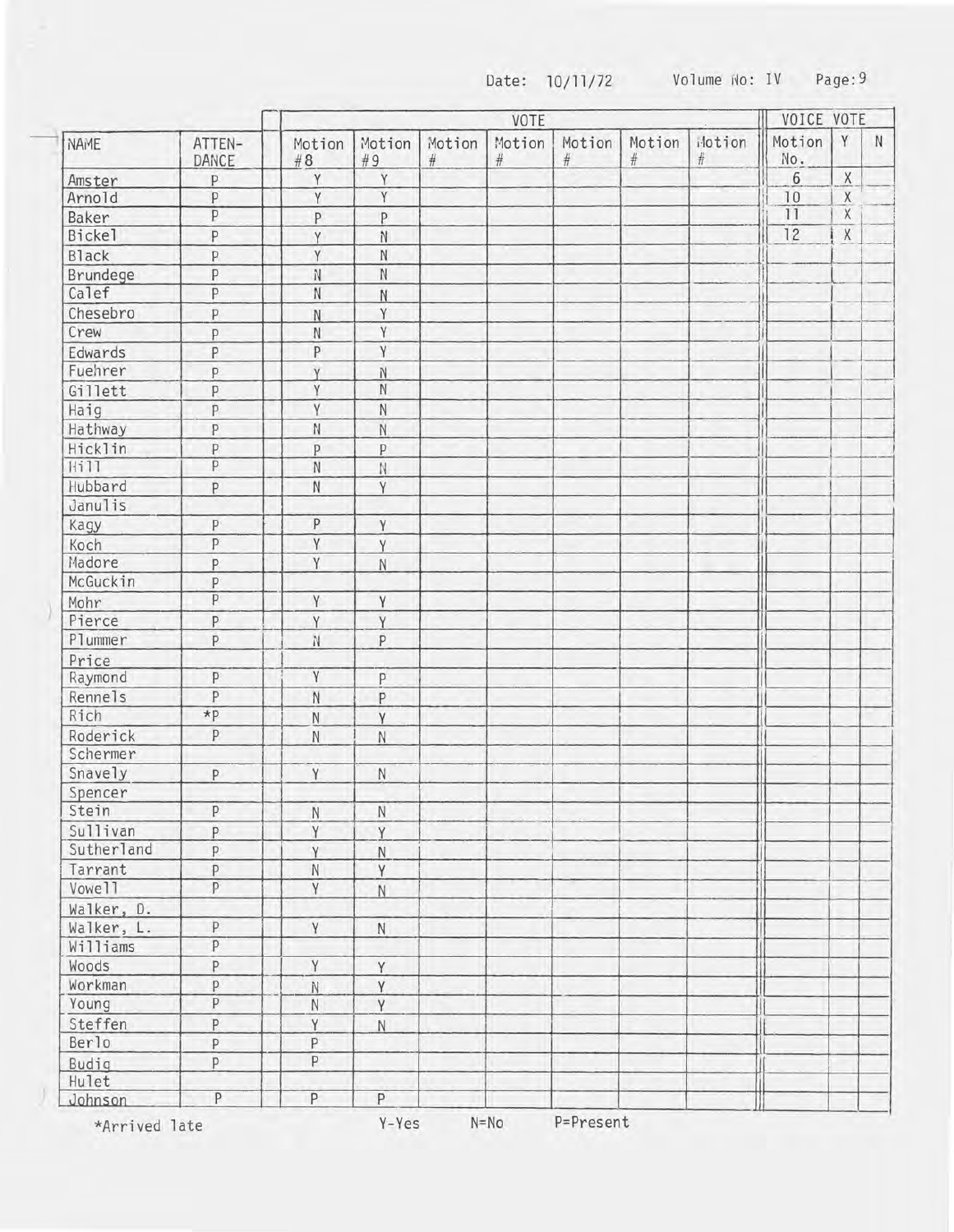Date: 10/11/72 Volume No: IV Page: 9

| | | VOTE | | | | | | | VOICE VOTE | | |
|---|---|---|---|---|---|---|---|---|---|---|---|
| NAME | ATTEN-DANCE | Motion #8 | Motion #9 | Motion # | Motion # | Motion # | Motion # | Motion # | Motion No. | Y | N |
| Amster | P | Y | Y | | | | | | 6 | X | |
| Arnold | P | Y | Y | | | | | | 10 | X | |
| Baker | P | P | P | | | | | | 11 | X | |
| Bickel | P | Y | N | | | | | | 12 | X | |
| Black | P | Y | N | | | | | | | | |
| Brundege | P | N | N | | | | | | | | |
| Calef | P | N | N | | | | | | | | |
| Chesebro | P | N | Y | | | | | | | | |
| Crew | P | N | Y | | | | | | | | |
| Edwards | P | P | Y | | | | | | | | |
| Fuehrer | P | Y | N | | | | | | | | |
| Gillett | P | Y | N | | | | | | | | |
| Haig | P | Y | N | | | | | | | | |
| Hathway | P | N | N | | | | | | | | |
| Hicklin | P | P | P | | | | | | | | |
| Hill | P | N | N | | | | | | | | |
| Hubbard | P | N | Y | | | | | | | | |
| Janulis | | | | | | | | | | | |
| Kagy | P | P | Y | | | | | | | | |
| Koch | P | Y | Y | | | | | | | | |
| Madore | P | Y | N | | | | | | | | |
| McGuckin | P | | | | | | | | | | |
| Mohr | P | Y | Y | | | | | | | | |
| Pierce | P | Y | Y | | | | | | | | |
| Plummer | P | N | P | | | | | | | | |
| Price | | | | | | | | | | | |
| Raymond | P | Y | P | | | | | | | | |
| Rennels | P | N | P | | | | | | | | |
| Rich | *P | N | Y | | | | | | | | |
| Roderick | P | N | N | | | | | | | | |
| Schermer | | | | | | | | | | | |
| Snavely | P | Y | N | | | | | | | | |
| Spencer | | | | | | | | | | | |
| Stein | P | N | N | | | | | | | | |
| Sullivan | P | Y | Y | | | | | | | | |
| Sutherland | P | Y | N | | | | | | | | |
| Tarrant | P | N | Y | | | | | | | | |
| Vowell | P | Y | N | | | | | | | | |
| Walker, D. | | | | | | | | | | | |
| Walker, L. | P | Y | N | | | | | | | | |
| Williams | P | | | | | | | | | | |
| Woods | P | Y | Y | | | | | | | | |
| Workman | P | N | Y | | | | | | | | |
| Young | P | N | Y | | | | | | | | |
| Steffen | P | Y | N | | | | | | | | |
| Berlo | P | P | | | | | | | | | |
| Budig | P | P | | | | | | | | | |
| Hulet | | | | | | | | | | | |
| Johnson | P | P | P | | | | | | | | |

*Arrived late Y-Yes N=No P=Present